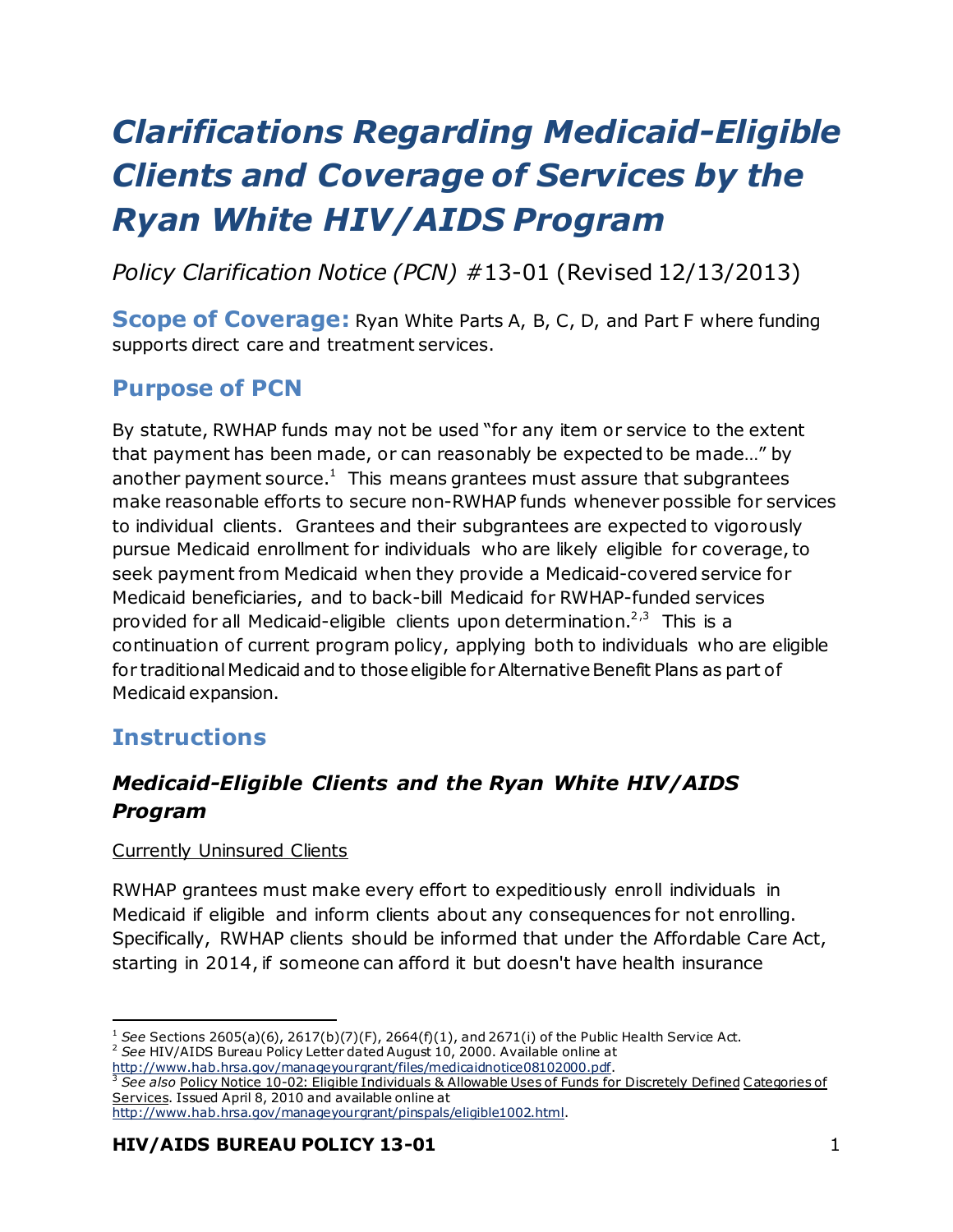# *Clarifications Regarding Medicaid-Eligible Clients and Coverage of Services by the Ryan White HIV/AIDS Program*

*Policy Clarification Notice (PCN)* #13-01 (Revised 12/13/2013)

**Scope of Coverage:** Ryan White Parts A, B, C, D, and Part F where funding supports direct care and treatment services.

## Purpose of PCN

By statute, RWHAP funds may not be used "for any item or service to the extent that payment has been made, or can reasonably be expected to be made…" by another payment source.[1] This means grantees must assure that subgrantees make reasonable efforts to secure non-RWHAP funds whenever possible for services to individual clients. Grantees and their subgrantees are expected to vigorously pursue Medicaid enrollment for individuals who are likely eligible for coverage, to seek payment from Medicaid when they provide a Medicaid-covered service for Medicaid beneficiaries, and to back-bill Medicaid for RWHAP-funded services provided for all Medicaid-eligible clients upon determination.[2,3] This is a continuation of current program policy, applying both to individuals who are eligible for traditional Medicaid and to those eligible for Alternative Benefit Plans as part of Medicaid expansion.

## Instructions

### *Medicaid-Eligible Clients and the Ryan White HIV/AIDS Program*

Currently Uninsured Clients

RWHAP grantees must make every effort to expeditiously enroll individuals in Medicaid if eligible and inform clients about any consequences for not enrolling. Specifically, RWHAP clients should be informed that under the Affordable Care Act, starting in 2014, if someone can afford it but doesn't have health insurance

---

[1] *See* Sections 2605(a)(6), 2617(b)(7)(F), 2664(f)(1), and 2671(i) of the Public Health Service Act.
[2] *See* HIV/AIDS Bureau Policy Letter dated August 10, 2000. Available online at http://www.hab.hrsa.gov/manageyourgrant/files/medicaidnotice08102000.pdf.
[3] *See also* Policy Notice 10-02: Eligible Individuals & Allowable Uses of Funds for Discretely Defined Categories of Services. Issued April 8, 2010 and available online at http://www.hab.hrsa.gov/manageyourgrant/pinspals/eligible1002.html.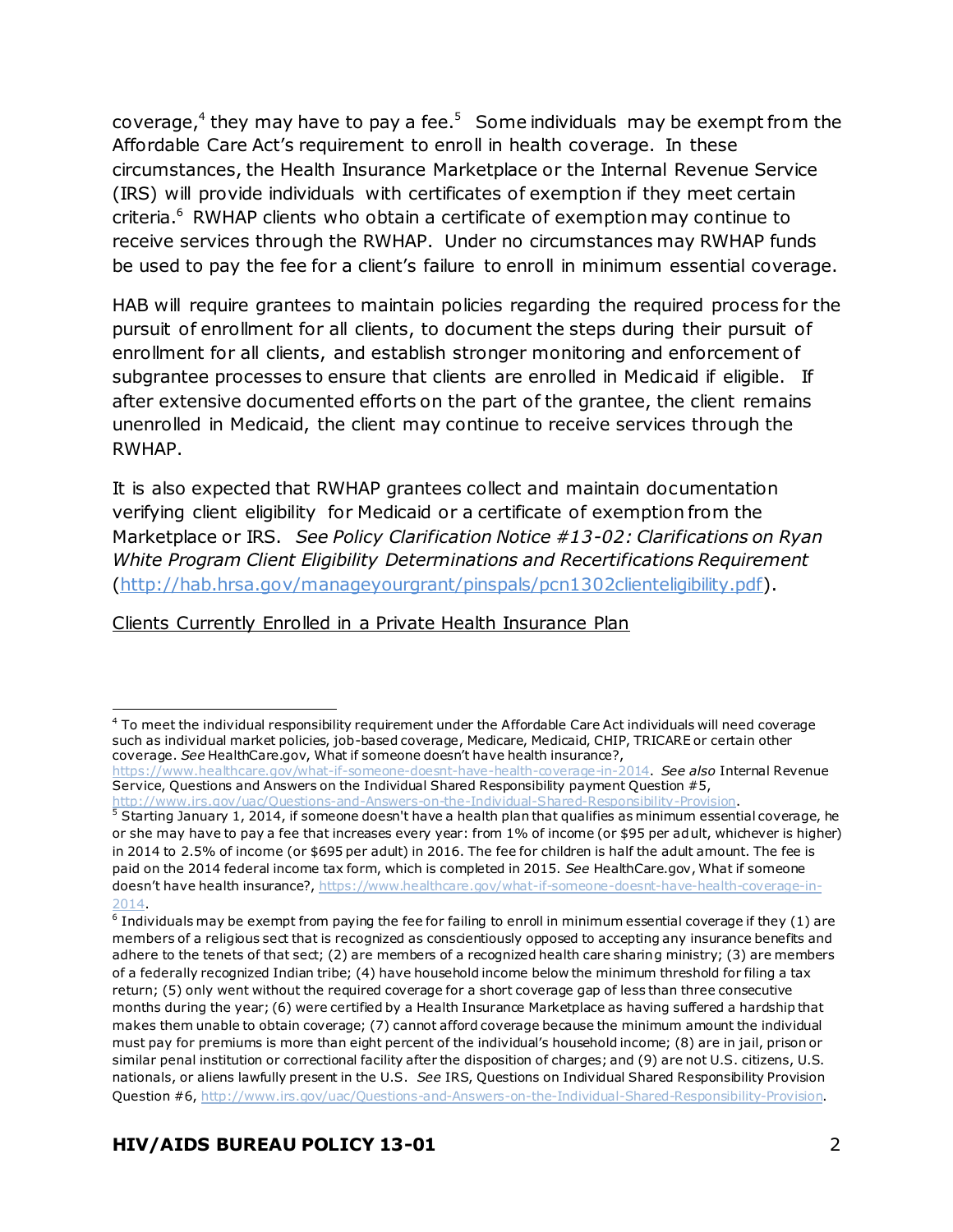coverage,[4] they may have to pay a fee.[5] Some individuals may be exempt from the Affordable Care Act's requirement to enroll in health coverage. In these circumstances, the Health Insurance Marketplace or the Internal Revenue Service (IRS) will provide individuals with certificates of exemption if they meet certain criteria.[6] RWHAP clients who obtain a certificate of exemption may continue to receive services through the RWHAP. Under no circumstances may RWHAP funds be used to pay the fee for a client's failure to enroll in minimum essential coverage.

HAB will require grantees to maintain policies regarding the required process for the pursuit of enrollment for all clients, to document the steps during their pursuit of enrollment for all clients, and establish stronger monitoring and enforcement of subgrantee processes to ensure that clients are enrolled in Medicaid if eligible. If after extensive documented efforts on the part of the grantee, the client remains unenrolled in Medicaid, the client may continue to receive services through the RWHAP.

It is also expected that RWHAP grantees collect and maintain documentation verifying client eligibility for Medicaid or a certificate of exemption from the Marketplace or IRS. *See Policy Clarification Notice #13-02: Clarifications on Ryan White Program Client Eligibility Determinations and Recertifications Requirement* (http://hab.hrsa.gov/manageyourgrant/pinspals/pcn1302clienteligibility.pdf).

<u>Clients Currently Enrolled in a Private Health Insurance Plan</u>

---

[4] To meet the individual responsibility requirement under the Affordable Care Act individuals will need coverage such as individual market policies, job-based coverage, Medicare, Medicaid, CHIP, TRICARE or certain other coverage. *See* HealthCare.gov, What if someone doesn't have health insurance?, https://www.healthcare.gov/what-if-someone-doesnt-have-health-coverage-in-2014. *See also* Internal Revenue Service, Questions and Answers on the Individual Shared Responsibility payment Question #5, http://www.irs.gov/uac/Questions-and-Answers-on-the-Individual-Shared-Responsibility-Provision.

[5] Starting January 1, 2014, if someone doesn't have a health plan that qualifies as minimum essential coverage, he or she may have to pay a fee that increases every year: from 1% of income (or $95 per adult, whichever is higher) in 2014 to 2.5% of income (or $695 per adult) in 2016. The fee for children is half the adult amount. The fee is paid on the 2014 federal income tax form, which is completed in 2015. *See* HealthCare.gov, What if someone doesn't have health insurance?, https://www.healthcare.gov/what-if-someone-doesnt-have-health-coverage-in-2014.

[6] Individuals may be exempt from paying the fee for failing to enroll in minimum essential coverage if they (1) are members of a religious sect that is recognized as conscientiously opposed to accepting any insurance benefits and adhere to the tenets of that sect; (2) are members of a recognized health care sharing ministry; (3) are members of a federally recognized Indian tribe; (4) have household income below the minimum threshold for filing a tax return; (5) only went without the required coverage for a short coverage gap of less than three consecutive months during the year; (6) were certified by a Health Insurance Marketplace as having suffered a hardship that makes them unable to obtain coverage; (7) cannot afford coverage because the minimum amount the individual must pay for premiums is more than eight percent of the individual's household income; (8) are in jail, prison or similar penal institution or correctional facility after the disposition of charges; and (9) are not U.S. citizens, U.S. nationals, or aliens lawfully present in the U.S. *See* IRS, Questions on Individual Shared Responsibility Provision Question #6, http://www.irs.gov/uac/Questions-and-Answers-on-the-Individual-Shared-Responsibility-Provision.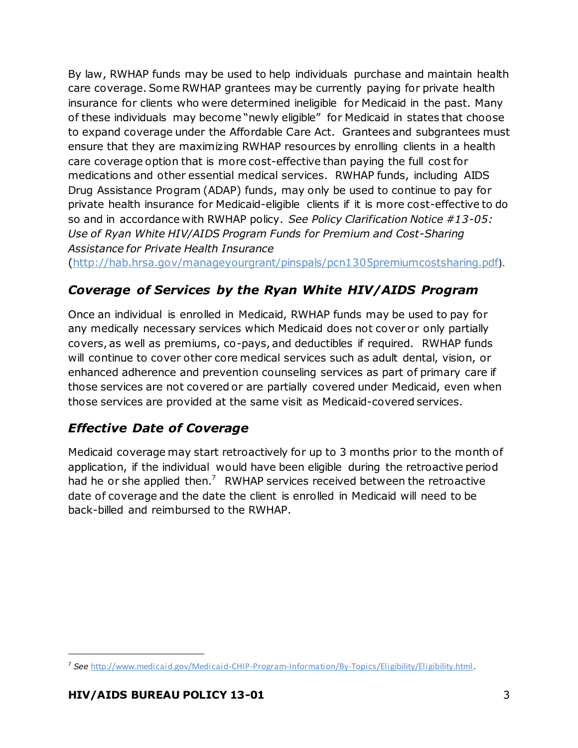By law, RWHAP funds may be used to help individuals purchase and maintain health care coverage. Some RWHAP grantees may be currently paying for private health insurance for clients who were determined ineligible for Medicaid in the past. Many of these individuals may become "newly eligible" for Medicaid in states that choose to expand coverage under the Affordable Care Act. Grantees and subgrantees must ensure that they are maximizing RWHAP resources by enrolling clients in a health care coverage option that is more cost-effective than paying the full cost for medications and other essential medical services. RWHAP funds, including AIDS Drug Assistance Program (ADAP) funds, may only be used to continue to pay for private health insurance for Medicaid-eligible clients if it is more cost-effective to do so and in accordance with RWHAP policy. *See Policy Clarification Notice #13-05: Use of Ryan White HIV/AIDS Program Funds for Premium and Cost-Sharing Assistance for Private Health Insurance* (http://hab.hrsa.gov/manageyourgrant/pinspals/pcn1305premiumcostsharing.pdf).

## *Coverage of Services by the Ryan White HIV/AIDS Program*

Once an individual is enrolled in Medicaid, RWHAP funds may be used to pay for any medically necessary services which Medicaid does not cover or only partially covers, as well as premiums, co-pays, and deductibles if required. RWHAP funds will continue to cover other core medical services such as adult dental, vision, or enhanced adherence and prevention counseling services as part of primary care if those services are not covered or are partially covered under Medicaid, even when those services are provided at the same visit as Medicaid-covered services.

## *Effective Date of Coverage*

Medicaid coverage may start retroactively for up to 3 months prior to the month of application, if the individual would have been eligible during the retroactive period had he or she applied then.[7] RWHAP services received between the retroactive date of coverage and the date the client is enrolled in Medicaid will need to be back-billed and reimbursed to the RWHAP.

[7] *See* http://www.medicaid.gov/Medicaid-CHIP-Program-Information/By-Topics/Eligibility/Eligibility.html.